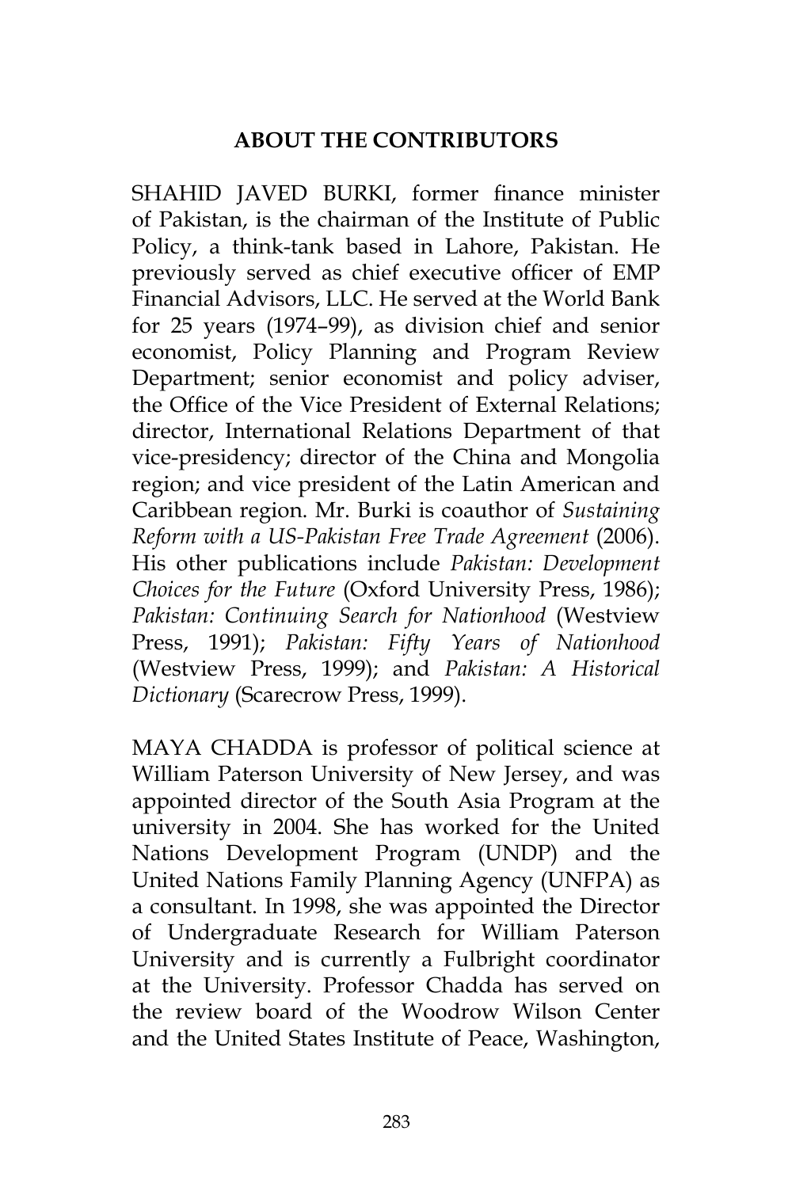# ABOUT THE CONTRIBUTORS

SHAHID JAVED BURKI, former finance minister of Pakistan, is the chairman of the Institute of Public Policy, a think-tank based in Lahore, Pakistan. He previously served as chief executive officer of EMP Financial Advisors, LLC. He served at the World Bank for 25 years (1974–99), as division chief and senior economist, Policy Planning and Program Review Department; senior economist and policy adviser, the Office of the Vice President of External Relations; director, International Relations Department of that vice-presidency; director of the China and Mongolia region; and vice president of the Latin American and Caribbean region. Mr. Burki is coauthor of *Sustaining Reform with a US-Pakistan Free Trade Agreement* (2006). His other publications include *Pakistan: Development Choices for the Future* (Oxford University Press, 1986); *Pakistan: Continuing Search for Nationhood* (Westview Press, 1991); *Pakistan: Fifty Years of Nationhood* (Westview Press, 1999); and *Pakistan: A Historical Dictionary* (Scarecrow Press, 1999).

MAYA CHADDA is professor of political science at William Paterson University of New Jersey, and was appointed director of the South Asia Program at the university in 2004. She has worked for the United Nations Development Program (UNDP) and the United Nations Family Planning Agency (UNFPA) as a consultant. In 1998, she was appointed the Director of Undergraduate Research for William Paterson University and is currently a Fulbright coordinator at the University. Professor Chadda has served on the review board of the Woodrow Wilson Center and the United States Institute of Peace, Washington,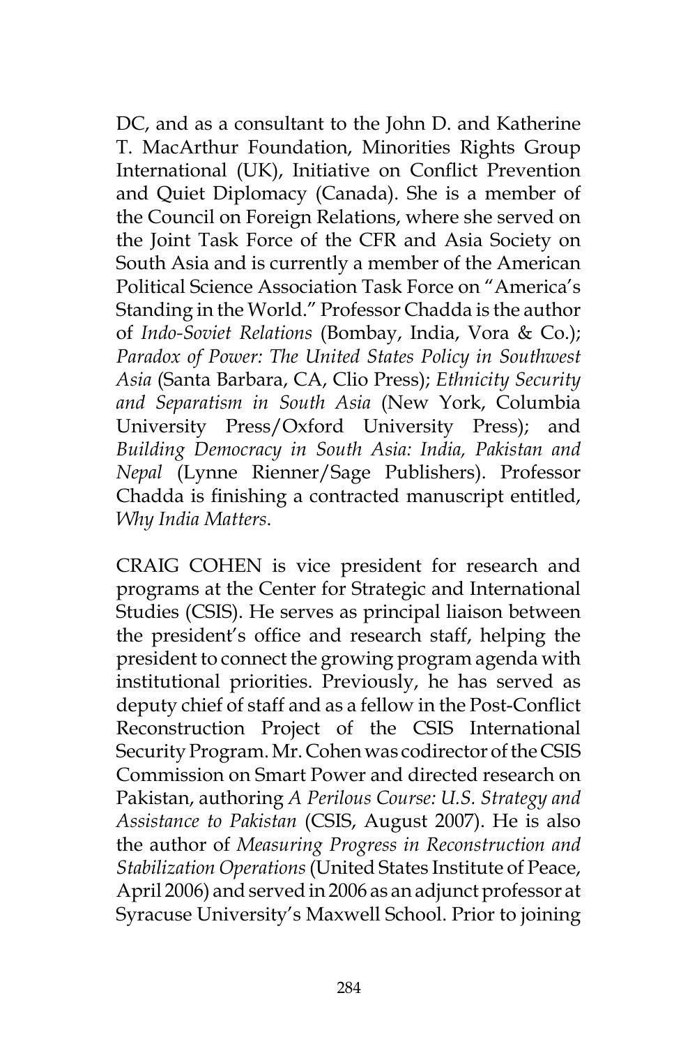DC, and as a consultant to the John D. and Katherine T. MacArthur Foundation, Minorities Rights Group International (UK), Initiative on Conflict Prevention and Quiet Diplomacy (Canada). She is a member of the Council on Foreign Relations, where she served on the Joint Task Force of the CFR and Asia Society on South Asia and is currently a member of the American Political Science Association Task Force on "America's Standing in the World." Professor Chadda is the author of *Indo-Soviet Relations* (Bombay, India, Vora & Co.); *Paradox of Power: The United States Policy in Southwest Asia* (Santa Barbara, CA, Clio Press); *Ethnicity Security and Separatism in South Asia* (New York, Columbia University Press/Oxford University Press); and *Building Democracy in South Asia: India, Pakistan and Nepal* (Lynne Rienner/Sage Publishers). Professor Chadda is finishing a contracted manuscript entitled, *Why India Matters*.

CRAIG COHEN is vice president for research and programs at the Center for Strategic and International Studies (CSIS). He serves as principal liaison between the president's office and research staff, helping the president to connect the growing program agenda with institutional priorities. Previously, he has served as deputy chief of staff and as a fellow in the Post-Conflict Reconstruction Project of the CSIS International Security Program. Mr. Cohen was codirector of the CSIS Commission on Smart Power and directed research on Pakistan, authoring *A Perilous Course: U.S. Strategy and Assistance to Pakistan* (CSIS, August 2007). He is also the author of *Measuring Progress in Reconstruction and Stabilization Operations* (United States Institute of Peace, April 2006) and served in 2006 as an adjunct professor at Syracuse University's Maxwell School. Prior to joining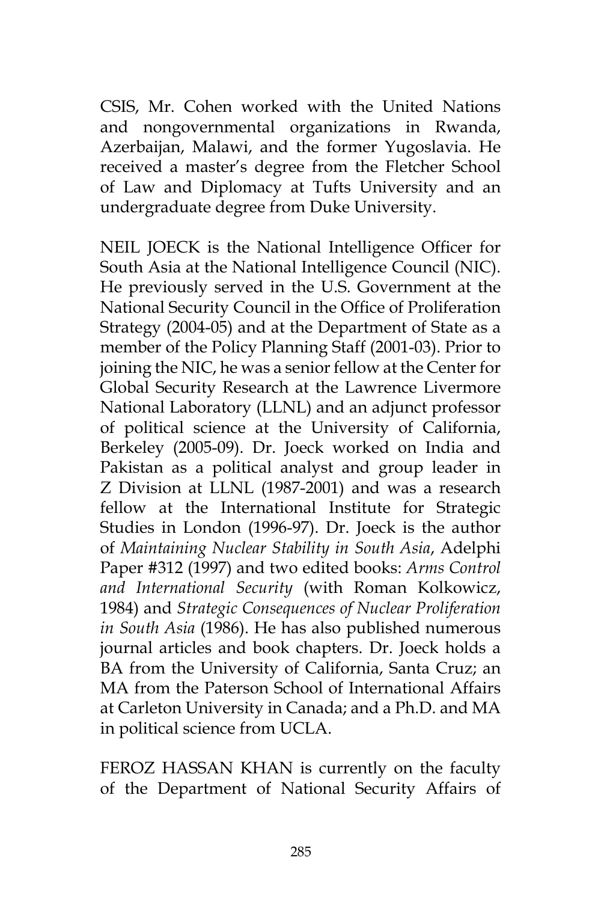CSIS, Mr. Cohen worked with the United Nations and nongovernmental organizations in Rwanda, Azerbaijan, Malawi, and the former Yugoslavia. He received a master's degree from the Fletcher School of Law and Diplomacy at Tufts University and an undergraduate degree from Duke University.

NEIL JOECK is the National Intelligence Officer for South Asia at the National Intelligence Council (NIC). He previously served in the U.S. Government at the National Security Council in the Office of Proliferation Strategy (2004-05) and at the Department of State as a member of the Policy Planning Staff (2001-03). Prior to joining the NIC, he was a senior fellow at the Center for Global Security Research at the Lawrence Livermore National Laboratory (LLNL) and an adjunct professor of political science at the University of California, Berkeley (2005-09). Dr. Joeck worked on India and Pakistan as a political analyst and group leader in Z Division at LLNL (1987-2001) and was a research fellow at the International Institute for Strategic Studies in London (1996-97). Dr. Joeck is the author of *Maintaining Nuclear Stability in South Asia*, Adelphi Paper #312 (1997) and two edited books: *Arms Control and International Security* (with Roman Kolkowicz, 1984) and *Strategic Consequences of Nuclear Proliferation in South Asia* (1986). He has also published numerous journal articles and book chapters. Dr. Joeck holds a BA from the University of California, Santa Cruz; an MA from the Paterson School of International Affairs at Carleton University in Canada; and a Ph.D. and MA in political science from UCLA.

FEROZ HASSAN KHAN is currently on the faculty of the Department of National Security Affairs of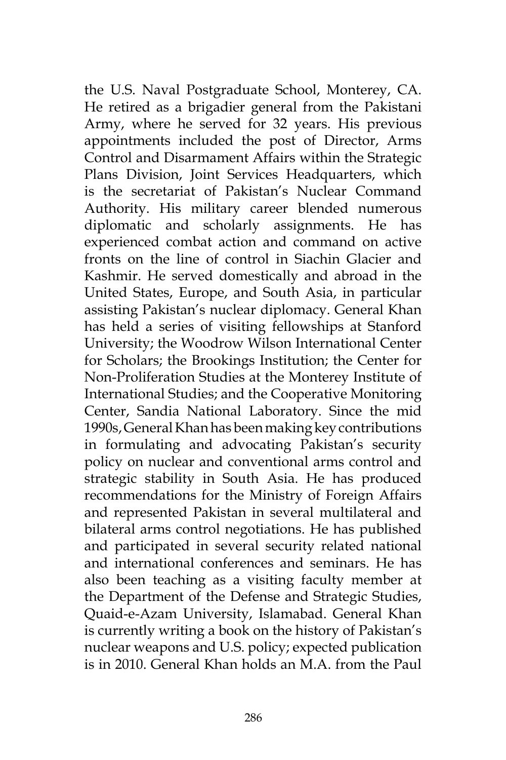the U.S. Naval Postgraduate School, Monterey, CA. He retired as a brigadier general from the Pakistani Army, where he served for 32 years. His previous appointments included the post of Director, Arms Control and Disarmament Affairs within the Strategic Plans Division, Joint Services Headquarters, which is the secretariat of Pakistan's Nuclear Command Authority. His military career blended numerous diplomatic and scholarly assignments. He has experienced combat action and command on active fronts on the line of control in Siachin Glacier and Kashmir. He served domestically and abroad in the United States, Europe, and South Asia, in particular assisting Pakistan's nuclear diplomacy. General Khan has held a series of visiting fellowships at Stanford University; the Woodrow Wilson International Center for Scholars; the Brookings Institution; the Center for Non-Proliferation Studies at the Monterey Institute of International Studies; and the Cooperative Monitoring Center, Sandia National Laboratory. Since the mid 1990s, General Khan has been making key contributions in formulating and advocating Pakistan's security policy on nuclear and conventional arms control and strategic stability in South Asia. He has produced recommendations for the Ministry of Foreign Affairs and represented Pakistan in several multilateral and bilateral arms control negotiations. He has published and participated in several security related national and international conferences and seminars. He has also been teaching as a visiting faculty member at the Department of the Defense and Strategic Studies, Quaid-e-Azam University, Islamabad. General Khan is currently writing a book on the history of Pakistan's nuclear weapons and U.S. policy; expected publication is in 2010. General Khan holds an M.A. from the Paul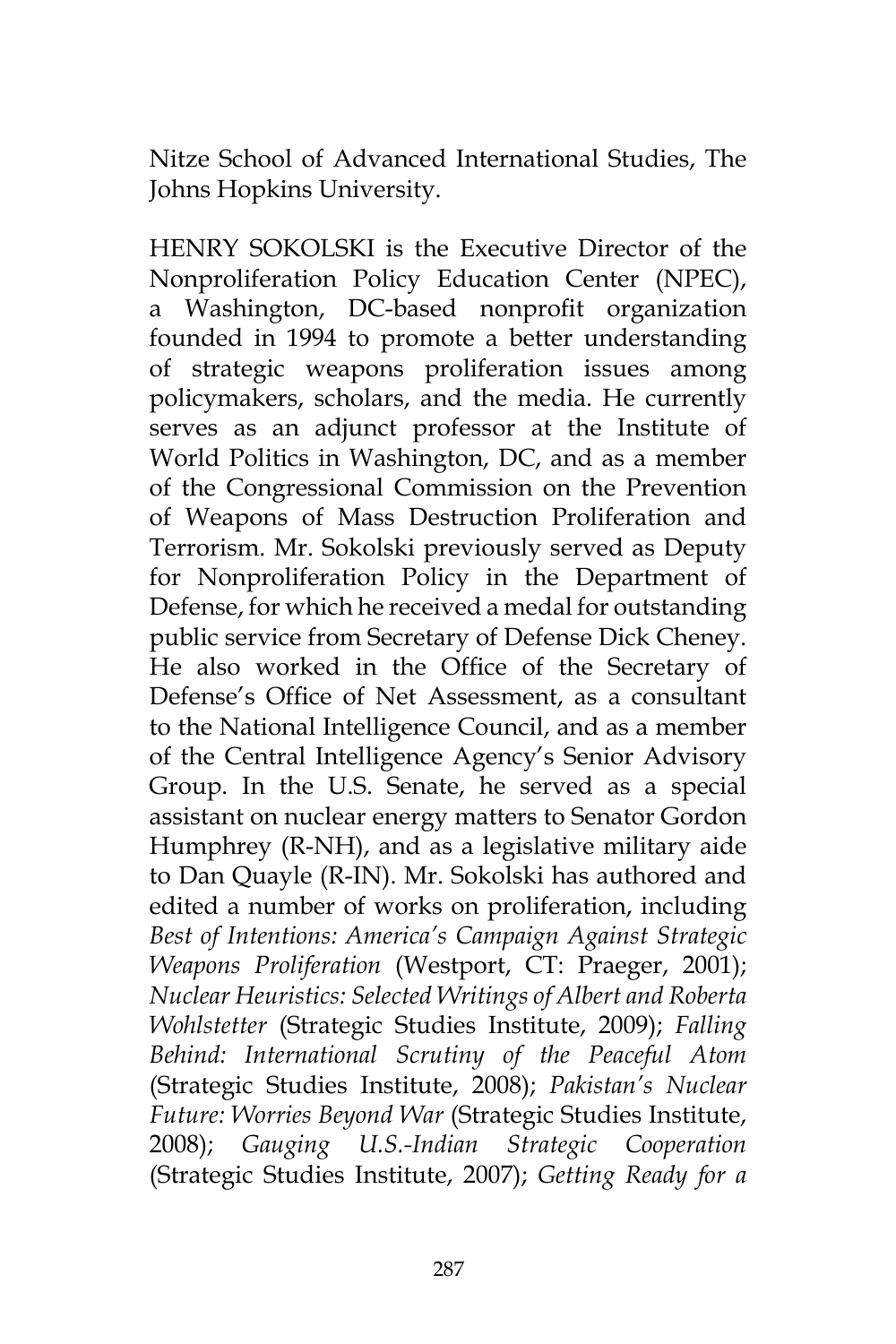Nitze School of Advanced International Studies, The Johns Hopkins University.

HENRY SOKOLSKI is the Executive Director of the Nonproliferation Policy Education Center (NPEC), a Washington, DC-based nonprofit organization founded in 1994 to promote a better understanding of strategic weapons proliferation issues among policymakers, scholars, and the media. He currently serves as an adjunct professor at the Institute of World Politics in Washington, DC, and as a member of the Congressional Commission on the Prevention of Weapons of Mass Destruction Proliferation and Terrorism. Mr. Sokolski previously served as Deputy for Nonproliferation Policy in the Department of Defense, for which he received a medal for outstanding public service from Secretary of Defense Dick Cheney. He also worked in the Office of the Secretary of Defense's Office of Net Assessment, as a consultant to the National Intelligence Council, and as a member of the Central Intelligence Agency's Senior Advisory Group. In the U.S. Senate, he served as a special assistant on nuclear energy matters to Senator Gordon Humphrey (R-NH), and as a legislative military aide to Dan Quayle (R-IN). Mr. Sokolski has authored and edited a number of works on proliferation, including *Best of Intentions: America's Campaign Against Strategic Weapons Proliferation* (Westport, CT: Praeger, 2001); *Nuclear Heuristics: Selected Writings of Albert and Roberta Wohlstetter* (Strategic Studies Institute, 2009); *Falling Behind: International Scrutiny of the Peaceful Atom* (Strategic Studies Institute, 2008); *Pakistan's Nuclear Future: Worries Beyond War* (Strategic Studies Institute, 2008); *Gauging U.S.-Indian Strategic Cooperation* (Strategic Studies Institute, 2007); *Getting Ready for a*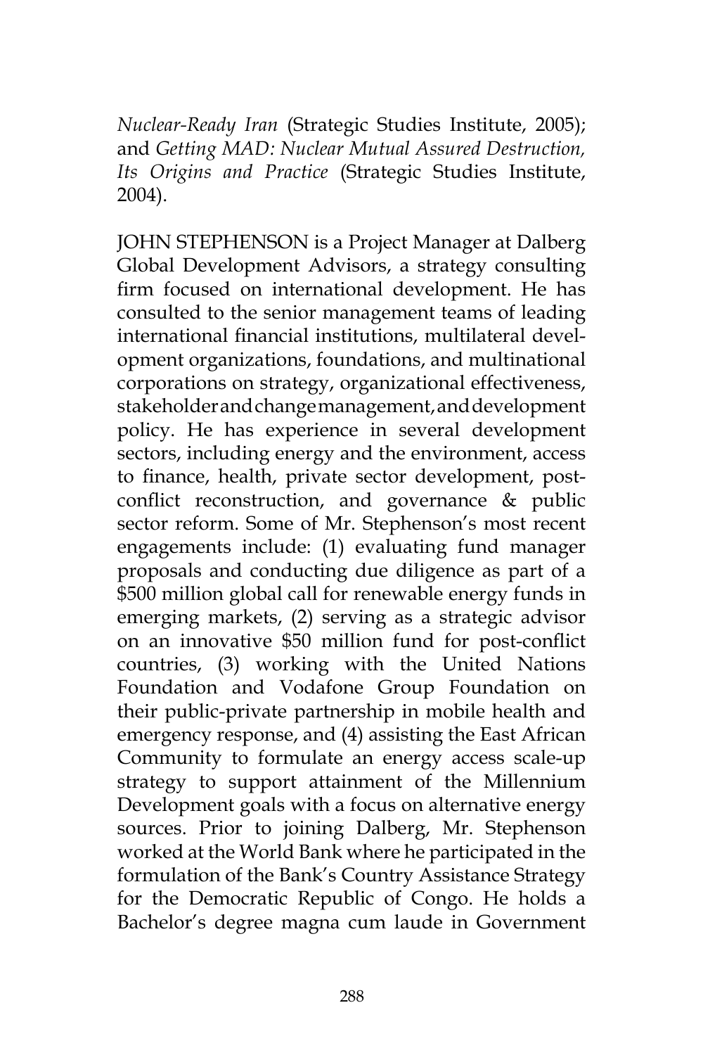*Nuclear-Ready Iran* (Strategic Studies Institute, 2005); and *Getting MAD: Nuclear Mutual Assured Destruction, Its Origins and Practice* (Strategic Studies Institute, 2004).

JOHN STEPHENSON is a Project Manager at Dalberg Global Development Advisors, a strategy consulting firm focused on international development. He has consulted to the senior management teams of leading international financial institutions, multilateral development organizations, foundations, and multinational corporations on strategy, organizational effectiveness, stakeholder and change management, and development policy. He has experience in several development sectors, including energy and the environment, access to finance, health, private sector development, post-conflict reconstruction, and governance & public sector reform. Some of Mr. Stephenson's most recent engagements include: (1) evaluating fund manager proposals and conducting due diligence as part of a $500 million global call for renewable energy funds in emerging markets, (2) serving as a strategic advisor on an innovative $50 million fund for post-conflict countries, (3) working with the United Nations Foundation and Vodafone Group Foundation on their public-private partnership in mobile health and emergency response, and (4) assisting the East African Community to formulate an energy access scale-up strategy to support attainment of the Millennium Development goals with a focus on alternative energy sources. Prior to joining Dalberg, Mr. Stephenson worked at the World Bank where he participated in the formulation of the Bank's Country Assistance Strategy for the Democratic Republic of Congo. He holds a Bachelor's degree magna cum laude in Government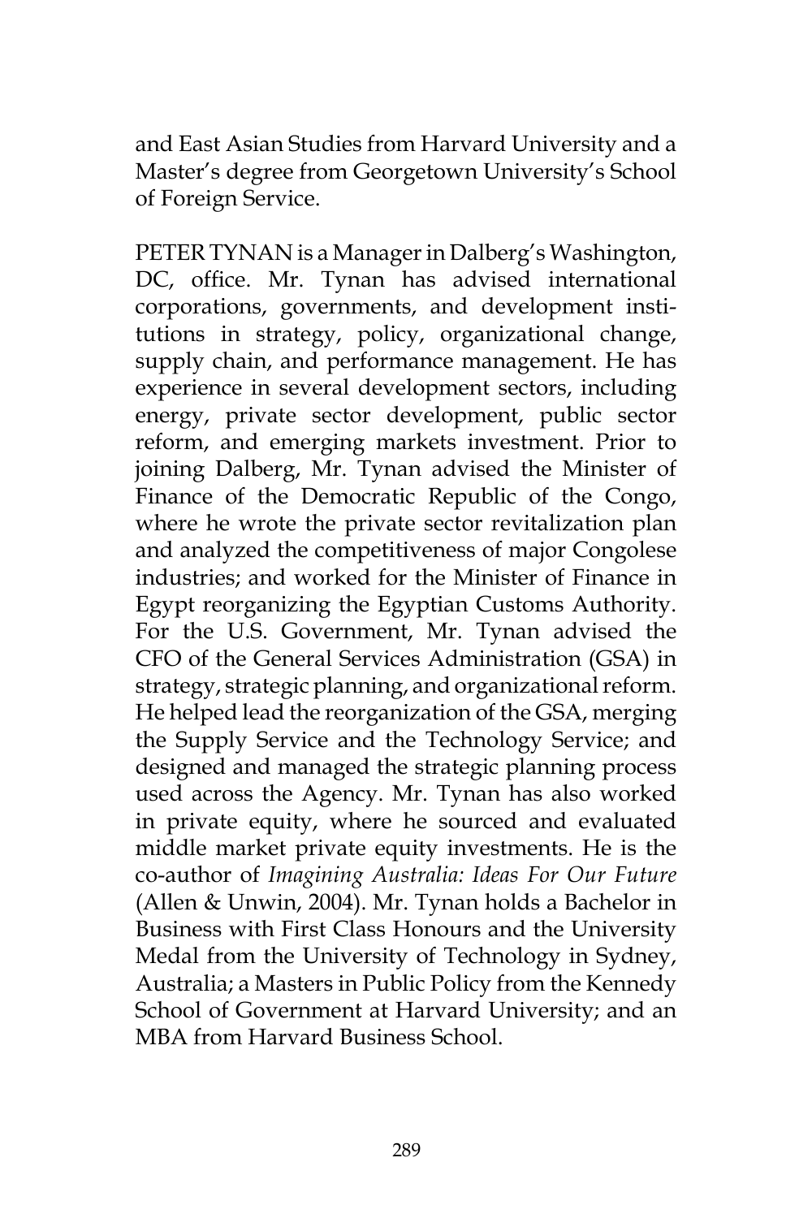and East Asian Studies from Harvard University and a Master's degree from Georgetown University's School of Foreign Service.

PETER TYNAN is a Manager in Dalberg's Washington, DC, office. Mr. Tynan has advised international corporations, governments, and development institutions in strategy, policy, organizational change, supply chain, and performance management. He has experience in several development sectors, including energy, private sector development, public sector reform, and emerging markets investment. Prior to joining Dalberg, Mr. Tynan advised the Minister of Finance of the Democratic Republic of the Congo, where he wrote the private sector revitalization plan and analyzed the competitiveness of major Congolese industries; and worked for the Minister of Finance in Egypt reorganizing the Egyptian Customs Authority. For the U.S. Government, Mr. Tynan advised the CFO of the General Services Administration (GSA) in strategy, strategic planning, and organizational reform. He helped lead the reorganization of the GSA, merging the Supply Service and the Technology Service; and designed and managed the strategic planning process used across the Agency. Mr. Tynan has also worked in private equity, where he sourced and evaluated middle market private equity investments. He is the co-author of *Imagining Australia: Ideas For Our Future* (Allen & Unwin, 2004). Mr. Tynan holds a Bachelor in Business with First Class Honours and the University Medal from the University of Technology in Sydney, Australia; a Masters in Public Policy from the Kennedy School of Government at Harvard University; and an MBA from Harvard Business School.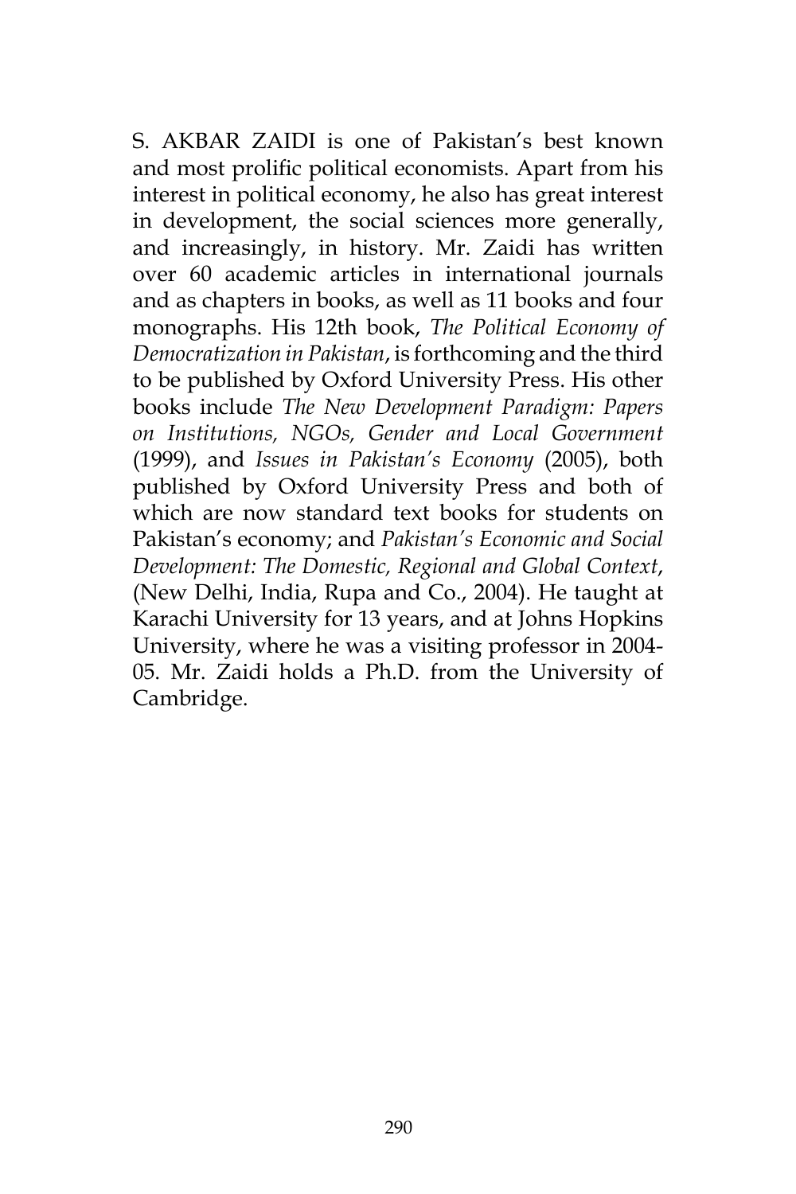S. AKBAR ZAIDI is one of Pakistan's best known and most prolific political economists. Apart from his interest in political economy, he also has great interest in development, the social sciences more generally, and increasingly, in history. Mr. Zaidi has written over 60 academic articles in international journals and as chapters in books, as well as 11 books and four monographs. His 12th book, *The Political Economy of Democratization in Pakistan*, is forthcoming and the third to be published by Oxford University Press. His other books include *The New Development Paradigm: Papers on Institutions, NGOs, Gender and Local Government* (1999), and *Issues in Pakistan's Economy* (2005), both published by Oxford University Press and both of which are now standard text books for students on Pakistan's economy; and *Pakistan's Economic and Social Development: The Domestic, Regional and Global Context*, (New Delhi, India, Rupa and Co., 2004). He taught at Karachi University for 13 years, and at Johns Hopkins University, where he was a visiting professor in 2004-05. Mr. Zaidi holds a Ph.D. from the University of Cambridge.